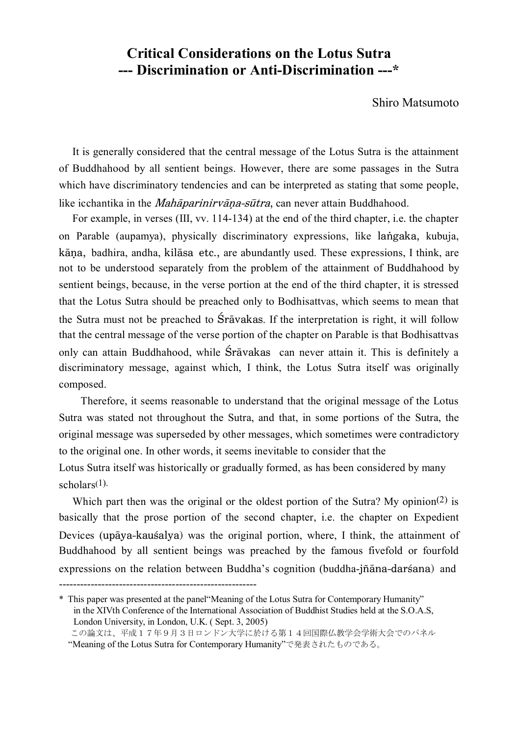# Critical Considerations on the Lotus Sutra
## --- Discrimination or Anti-Discrimination ---*

Shiro Matsumoto

It is generally considered that the central message of the Lotus Sutra is the attainment of Buddhahood by all sentient beings. However, there are some passages in the Sutra which have discriminatory tendencies and can be interpreted as stating that some people, like icchantika in the *Mahāparinirvāṇa-sūtra*, can never attain Buddhahood.

For example, in verses (III, vv. 114-134) at the end of the third chapter, i.e. the chapter on Parable (aupamya), physically discriminatory expressions, like laṅgaka, kubuja, kāṇa, badhira, andha, kilāsa etc., are abundantly used. These expressions, I think, are not to be understood separately from the problem of the attainment of Buddhahood by sentient beings, because, in the verse portion at the end of the third chapter, it is stressed that the Lotus Sutra should be preached only to Bodhisattvas, which seems to mean that the Sutra must not be preached to Śrāvakas. If the interpretation is right, it will follow that the central message of the verse portion of the chapter on Parable is that Bodhisattvas only can attain Buddhahood, while Śrāvakas can never attain it. This is definitely a discriminatory message, against which, I think, the Lotus Sutra itself was originally composed.

Therefore, it seems reasonable to understand that the original message of the Lotus Sutra was stated not throughout the Sutra, and that, in some portions of the Sutra, the original message was superseded by other messages, which sometimes were contradictory to the original one. In other words, it seems inevitable to consider that the Lotus Sutra itself was historically or gradually formed, as has been considered by many scholars(1).

Which part then was the original or the oldest portion of the Sutra? My opinion(2) is basically that the prose portion of the second chapter, i.e. the chapter on Expedient Devices (upāya-kauśalya) was the original portion, where, I think, the attainment of Buddhahood by all sentient beings was preached by the famous fivefold or fourfold expressions on the relation between Buddha's cognition (buddha-jñāna-darśana) and

---

\* This paper was presented at the panel "Meaning of the Lotus Sutra for Contemporary Humanity" in the XIVth Conference of the International Association of Buddhist Studies held at the S.O.A.S, London University, in London, U.K. ( Sept. 3, 2005)

この論文は、平成１７年９月３日ロンドン大学に於ける第１４回国際仏教学会学術大会でのパネル "Meaning of the Lotus Sutra for Contemporary Humanity"で発表されたものである。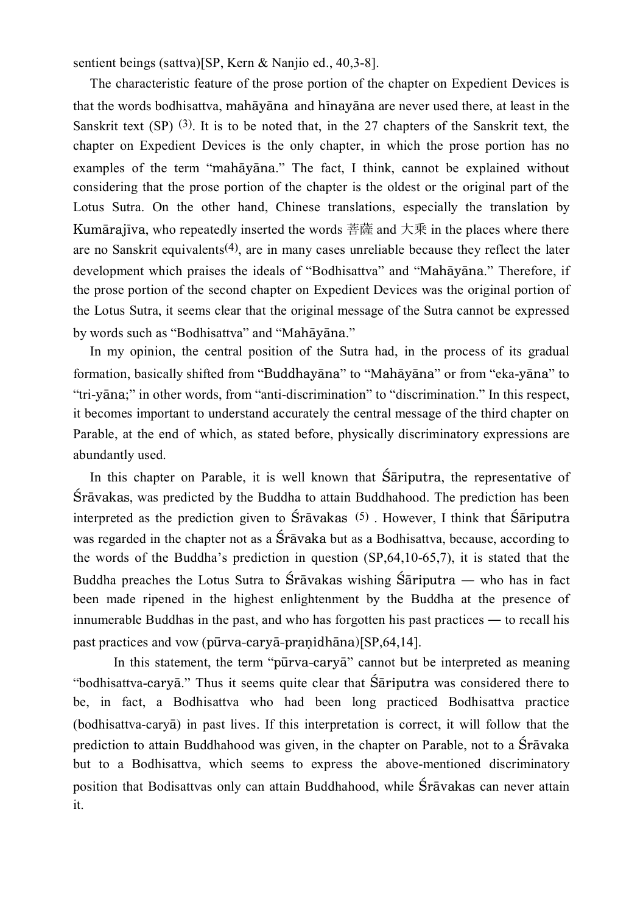sentient beings (sattva)[SP, Kern & Nanjio ed., 40,3-8].

The characteristic feature of the prose portion of the chapter on Expedient Devices is that the words bodhisattva, mahāyāna and hīnayāna are never used there, at least in the Sanskrit text (SP) (3). It is to be noted that, in the 27 chapters of the Sanskrit text, the chapter on Expedient Devices is the only chapter, in which the prose portion has no examples of the term "mahāyāna." The fact, I think, cannot be explained without considering that the prose portion of the chapter is the oldest or the original part of the Lotus Sutra. On the other hand, Chinese translations, especially the translation by Kumārajīva, who repeatedly inserted the words 菩薩 and 大乗 in the places where there are no Sanskrit equivalents(4), are in many cases unreliable because they reflect the later development which praises the ideals of "Bodhisattva" and "Mahāyāna." Therefore, if the prose portion of the second chapter on Expedient Devices was the original portion of the Lotus Sutra, it seems clear that the original message of the Sutra cannot be expressed by words such as "Bodhisattva" and "Mahāyāna."

In my opinion, the central position of the Sutra had, in the process of its gradual formation, basically shifted from "Buddhayāna" to "Mahāyāna" or from "eka-yāna" to "tri-yāna;" in other words, from "anti-discrimination" to "discrimination." In this respect, it becomes important to understand accurately the central message of the third chapter on Parable, at the end of which, as stated before, physically discriminatory expressions are abundantly used.

In this chapter on Parable, it is well known that Śāriputra, the representative of Śrāvakas, was predicted by the Buddha to attain Buddhahood. The prediction has been interpreted as the prediction given to Śrāvakas (5) . However, I think that Śāriputra was regarded in the chapter not as a Śrāvaka but as a Bodhisattva, because, according to the words of the Buddha's prediction in question (SP,64,10-65,7), it is stated that the Buddha preaches the Lotus Sutra to Śrāvakas wishing Śāriputra — who has in fact been made ripened in the highest enlightenment by the Buddha at the presence of innumerable Buddhas in the past, and who has forgotten his past practices — to recall his past practices and vow (pūrva-caryā-praṇidhāna)[SP,64,14].

In this statement, the term "pūrva-caryā" cannot but be interpreted as meaning "bodhisattva-caryā." Thus it seems quite clear that Śāriputra was considered there to be, in fact, a Bodhisattva who had been long practiced Bodhisattva practice (bodhisattva-caryā) in past lives. If this interpretation is correct, it will follow that the prediction to attain Buddhahood was given, in the chapter on Parable, not to a Śrāvaka but to a Bodhisattva, which seems to express the above-mentioned discriminatory position that Bodisattvas only can attain Buddhahood, while Śrāvakas can never attain it.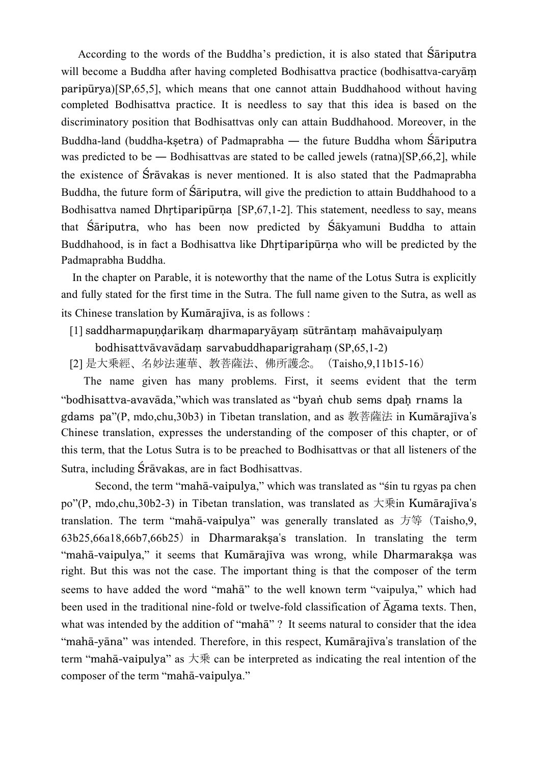According to the words of the Buddha's prediction, it is also stated that Śāriputra will become a Buddha after having completed Bodhisattva practice (bodhisattva-caryāṃ paripūrya)[SP,65,5], which means that one cannot attain Buddhahood without having completed Bodhisattva practice. It is needless to say that this idea is based on the discriminatory position that Bodhisattvas only can attain Buddhahood. Moreover, in the Buddha-land (buddha-kṣetra) of Padmaprabha — the future Buddha whom Śāriputra was predicted to be — Bodhisattvas are stated to be called jewels (ratna)[SP,66,2], while the existence of Śrāvakas is never mentioned. It is also stated that the Padmaprabha Buddha, the future form of Śāriputra, will give the prediction to attain Buddhahood to a Bodhisattva named Dhṛtiparipūrṇa [SP,67,1-2]. This statement, needless to say, means that Śāriputra, who has been now predicted by Śākyamuni Buddha to attain Buddhahood, is in fact a Bodhisattva like Dhṛtiparipūrṇa who will be predicted by the Padmaprabha Buddha.

In the chapter on Parable, it is noteworthy that the name of the Lotus Sutra is explicitly and fully stated for the first time in the Sutra. The full name given to the Sutra, as well as its Chinese translation by Kumārajīva, is as follows :

[1] saddharmapuṇḍarīkaṃ dharmaparyāyaṃ sūtrāntaṃ mahāvaipulyaṃ bodhisattvāvavādaṃ sarvabuddhaparigrahaṃ (SP,65,1-2)

[2] 是大乘經、名妙法蓮華、教菩薩法、佛所護念。（Taisho,9,11b15-16）

The name given has many problems. First, it seems evident that the term "bodhisattva-avavāda,"which was translated as "byaṅ chub sems dpaḥ rnams la gdams pa"(P, mdo,chu,30b3) in Tibetan translation, and as 教菩薩法 in Kumārajīva's Chinese translation, expresses the understanding of the composer of this chapter, or of this term, that the Lotus Sutra is to be preached to Bodhisattvas or that all listeners of the Sutra, including Śrāvakas, are in fact Bodhisattvas.

Second, the term "mahā-vaipulya," which was translated as "śin tu rgyas pa chen po"(P, mdo,chu,30b2-3) in Tibetan translation, was translated as 大乘in Kumārajīva's translation. The term "mahā-vaipulya" was generally translated as 方等（Taisho,9, 63b25,66a18,66b7,66b25）in Dharmarakṣa's translation. In translating the term "mahā-vaipulya," it seems that Kumārajīva was wrong, while Dharmarakṣa was right. But this was not the case. The important thing is that the composer of the term seems to have added the word "mahā" to the well known term "vaipulya," which had been used in the traditional nine-fold or twelve-fold classification of Āgama texts. Then, what was intended by the addition of "mahā" ? It seems natural to consider that the idea "mahā-yāna" was intended. Therefore, in this respect, Kumārajīva's translation of the term "mahā-vaipulya" as 大乘 can be interpreted as indicating the real intention of the composer of the term "mahā-vaipulya."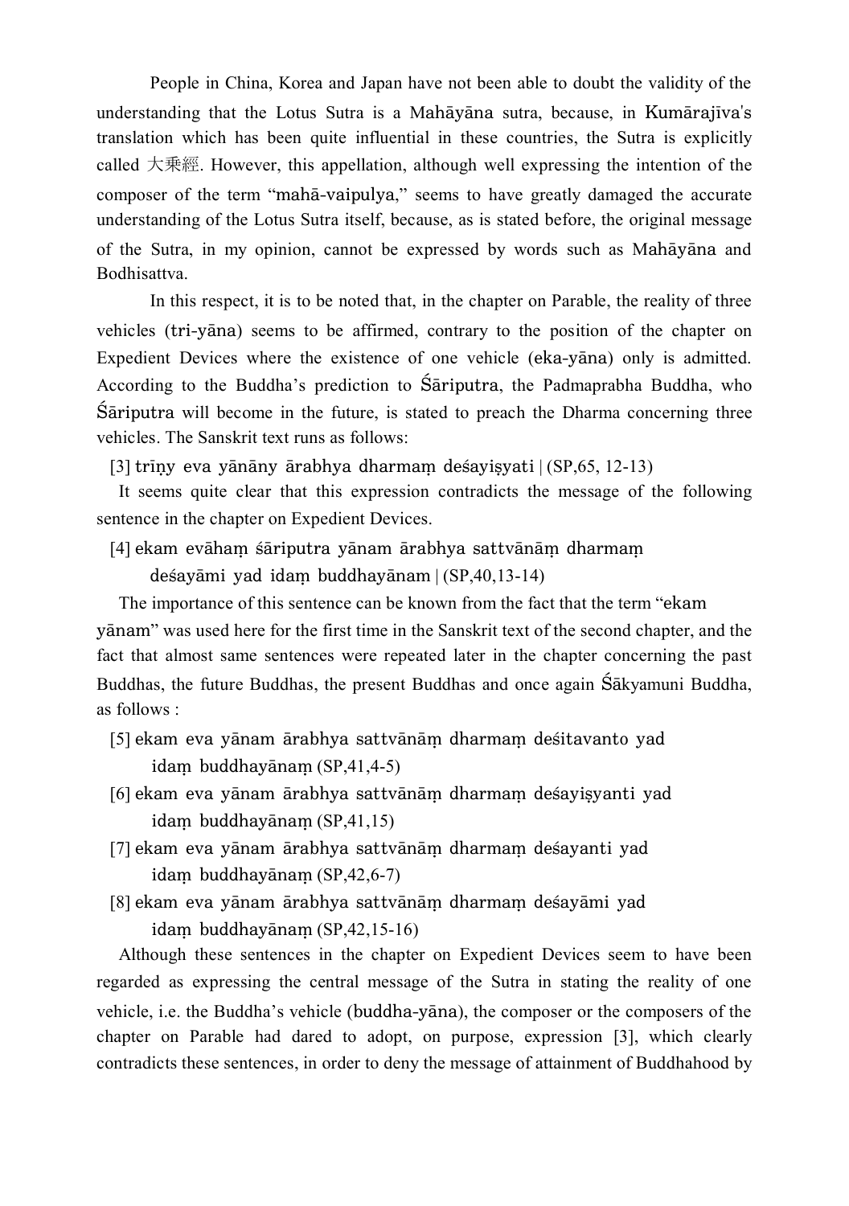People in China, Korea and Japan have not been able to doubt the validity of the understanding that the Lotus Sutra is a Mahāyāna sutra, because, in Kumārajīva's translation which has been quite influential in these countries, the Sutra is explicitly called 大乗經. However, this appellation, although well expressing the intention of the composer of the term "mahā-vaipulya," seems to have greatly damaged the accurate understanding of the Lotus Sutra itself, because, as is stated before, the original message of the Sutra, in my opinion, cannot be expressed by words such as Mahāyāna and Bodhisattva.

In this respect, it is to be noted that, in the chapter on Parable, the reality of three vehicles (tri-yāna) seems to be affirmed, contrary to the position of the chapter on Expedient Devices where the existence of one vehicle (eka-yāna) only is admitted. According to the Buddha's prediction to Śāriputra, the Padmaprabha Buddha, who Śāriputra will become in the future, is stated to preach the Dharma concerning three vehicles. The Sanskrit text runs as follows:

[3] trīṇy eva yānāny ārabhya dharmaṃ deśayiṣyati | (SP,65, 12-13)

It seems quite clear that this expression contradicts the message of the following sentence in the chapter on Expedient Devices.

[4] ekam evāhaṃ śāriputra yānam ārabhya sattvānāṃ dharmaṃ deśayāmi yad idaṃ buddhayānam | (SP,40,13-14)

The importance of this sentence can be known from the fact that the term "ekam yānam" was used here for the first time in the Sanskrit text of the second chapter, and the fact that almost same sentences were repeated later in the chapter concerning the past Buddhas, the future Buddhas, the present Buddhas and once again Śākyamuni Buddha, as follows :

[5] ekam eva yānam ārabhya sattvānāṃ dharmaṃ deśitavanto yad idaṃ buddhayānaṃ (SP,41,4-5)

[6] ekam eva yānam ārabhya sattvānāṃ dharmaṃ deśayiṣyanti yad idaṃ buddhayānaṃ (SP,41,15)

[7] ekam eva yānam ārabhya sattvānāṃ dharmaṃ deśayanti yad idaṃ buddhayānaṃ (SP,42,6-7)

[8] ekam eva yānam ārabhya sattvānāṃ dharmaṃ deśayāmi yad idaṃ buddhayānaṃ (SP,42,15-16)

Although these sentences in the chapter on Expedient Devices seem to have been regarded as expressing the central message of the Sutra in stating the reality of one vehicle, i.e. the Buddha's vehicle (buddha-yāna), the composer or the composers of the chapter on Parable had dared to adopt, on purpose, expression [3], which clearly contradicts these sentences, in order to deny the message of attainment of Buddhahood by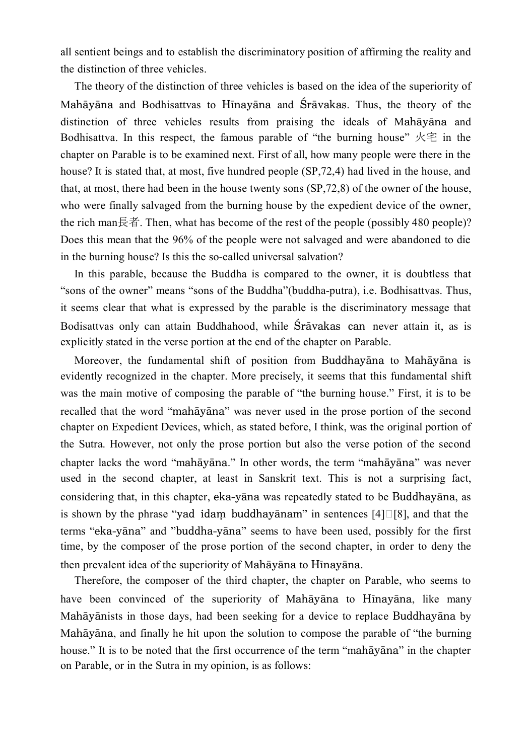all sentient beings and to establish the discriminatory position of affirming the reality and the distinction of three vehicles.

The theory of the distinction of three vehicles is based on the idea of the superiority of Mahāyāna and Bodhisattvas to Hīnayāna and Śrāvakas. Thus, the theory of the distinction of three vehicles results from praising the ideals of Mahāyāna and Bodhisattva. In this respect, the famous parable of "the burning house" 火宅 in the chapter on Parable is to be examined next. First of all, how many people were there in the house? It is stated that, at most, five hundred people (SP,72,4) had lived in the house, and that, at most, there had been in the house twenty sons (SP,72,8) of the owner of the house, who were finally salvaged from the burning house by the expedient device of the owner, the rich man長者. Then, what has become of the rest of the people (possibly 480 people)? Does this mean that the 96% of the people were not salvaged and were abandoned to die in the burning house? Is this the so-called universal salvation?

In this parable, because the Buddha is compared to the owner, it is doubtless that "sons of the owner" means "sons of the Buddha"(buddha-putra), i.e. Bodhisattvas. Thus, it seems clear that what is expressed by the parable is the discriminatory message that Bodisattvas only can attain Buddhahood, while Śrāvakas can never attain it, as is explicitly stated in the verse portion at the end of the chapter on Parable.

Moreover, the fundamental shift of position from Buddhayāna to Mahāyāna is evidently recognized in the chapter. More precisely, it seems that this fundamental shift was the main motive of composing the parable of "the burning house." First, it is to be recalled that the word "mahāyāna" was never used in the prose portion of the second chapter on Expedient Devices, which, as stated before, I think, was the original portion of the Sutra. However, not only the prose portion but also the verse potion of the second chapter lacks the word "mahāyāna." In other words, the term "mahāyāna" was never used in the second chapter, at least in Sanskrit text. This is not a surprising fact, considering that, in this chapter, eka-yāna was repeatedly stated to be Buddhayāna, as is shown by the phrase "yad idaṃ buddhayānam" in sentences [4]□[8], and that the terms "eka-yāna" and "buddha-yāna" seems to have been used, possibly for the first time, by the composer of the prose portion of the second chapter, in order to deny the then prevalent idea of the superiority of Mahāyāna to Hīnayāna.

Therefore, the composer of the third chapter, the chapter on Parable, who seems to have been convinced of the superiority of Mahāyāna to Hīnayāna, like many Mahāyānists in those days, had been seeking for a device to replace Buddhayāna by Mahāyāna, and finally he hit upon the solution to compose the parable of "the burning house." It is to be noted that the first occurrence of the term "mahāyāna" in the chapter on Parable, or in the Sutra in my opinion, is as follows: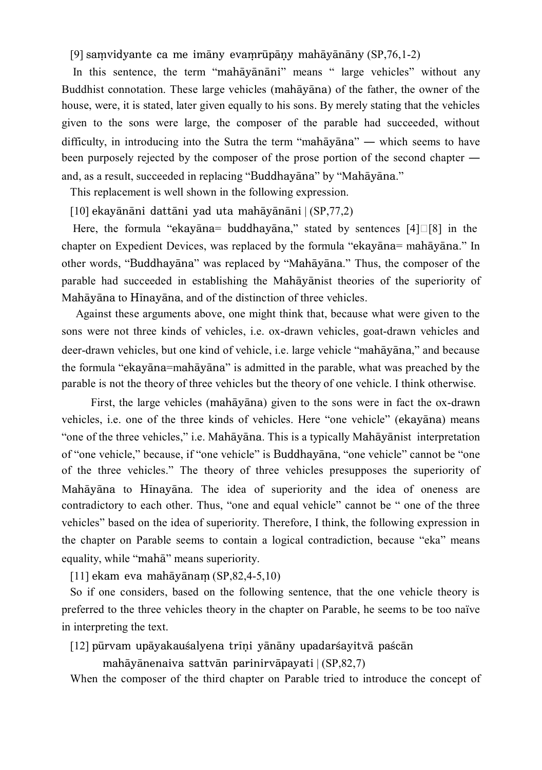[9] saṃvidyante ca me imāny evaṃrūpāṇy mahāyānāny (SP,76,1-2)

In this sentence, the term "mahāyānāni" means " large vehicles" without any Buddhist connotation. These large vehicles (mahāyāna) of the father, the owner of the house, were, it is stated, later given equally to his sons. By merely stating that the vehicles given to the sons were large, the composer of the parable had succeeded, without difficulty, in introducing into the Sutra the term "mahāyāna" — which seems to have been purposely rejected by the composer of the prose portion of the second chapter — and, as a result, succeeded in replacing "Buddhayāna" by "Mahāyāna."

This replacement is well shown in the following expression.

[10] ekayānāni dattāni yad uta mahāyānāni | (SP,77,2)

Here, the formula "ekayāna= buddhayāna," stated by sentences [4]～[8] in the chapter on Expedient Devices, was replaced by the formula "ekayāna= mahāyāna." In other words, "Buddhayāna" was replaced by "Mahāyāna." Thus, the composer of the parable had succeeded in establishing the Mahāyānist theories of the superiority of Mahāyāna to Hīnayāna, and of the distinction of three vehicles.

Against these arguments above, one might think that, because what were given to the sons were not three kinds of vehicles, i.e. ox-drawn vehicles, goat-drawn vehicles and deer-drawn vehicles, but one kind of vehicle, i.e. large vehicle "mahāyāna," and because the formula "ekayāna=mahāyāna" is admitted in the parable, what was preached by the parable is not the theory of three vehicles but the theory of one vehicle. I think otherwise.

First, the large vehicles (mahāyāna) given to the sons were in fact the ox-drawn vehicles, i.e. one of the three kinds of vehicles. Here "one vehicle" (ekayāna) means "one of the three vehicles," i.e. Mahāyāna. This is a typically Mahāyānist interpretation of "one vehicle," because, if "one vehicle" is Buddhayāna, "one vehicle" cannot be "one of the three vehicles." The theory of three vehicles presupposes the superiority of Mahāyāna to Hīnayāna. The idea of superiority and the idea of oneness are contradictory to each other. Thus, "one and equal vehicle" cannot be " one of the three vehicles" based on the idea of superiority. Therefore, I think, the following expression in the chapter on Parable seems to contain a logical contradiction, because "eka" means equality, while "mahā" means superiority.

[11] ekam eva mahāyānaṃ (SP,82,4-5,10)

So if one considers, based on the following sentence, that the one vehicle theory is preferred to the three vehicles theory in the chapter on Parable, he seems to be too naïve in interpreting the text.

[12] pūrvam upāyakauśalyena trīṇi yānāny upadarśayitvā paścān
mahāyānenaiva sattvān parinirvāpayati | (SP,82,7)

When the composer of the third chapter on Parable tried to introduce the concept of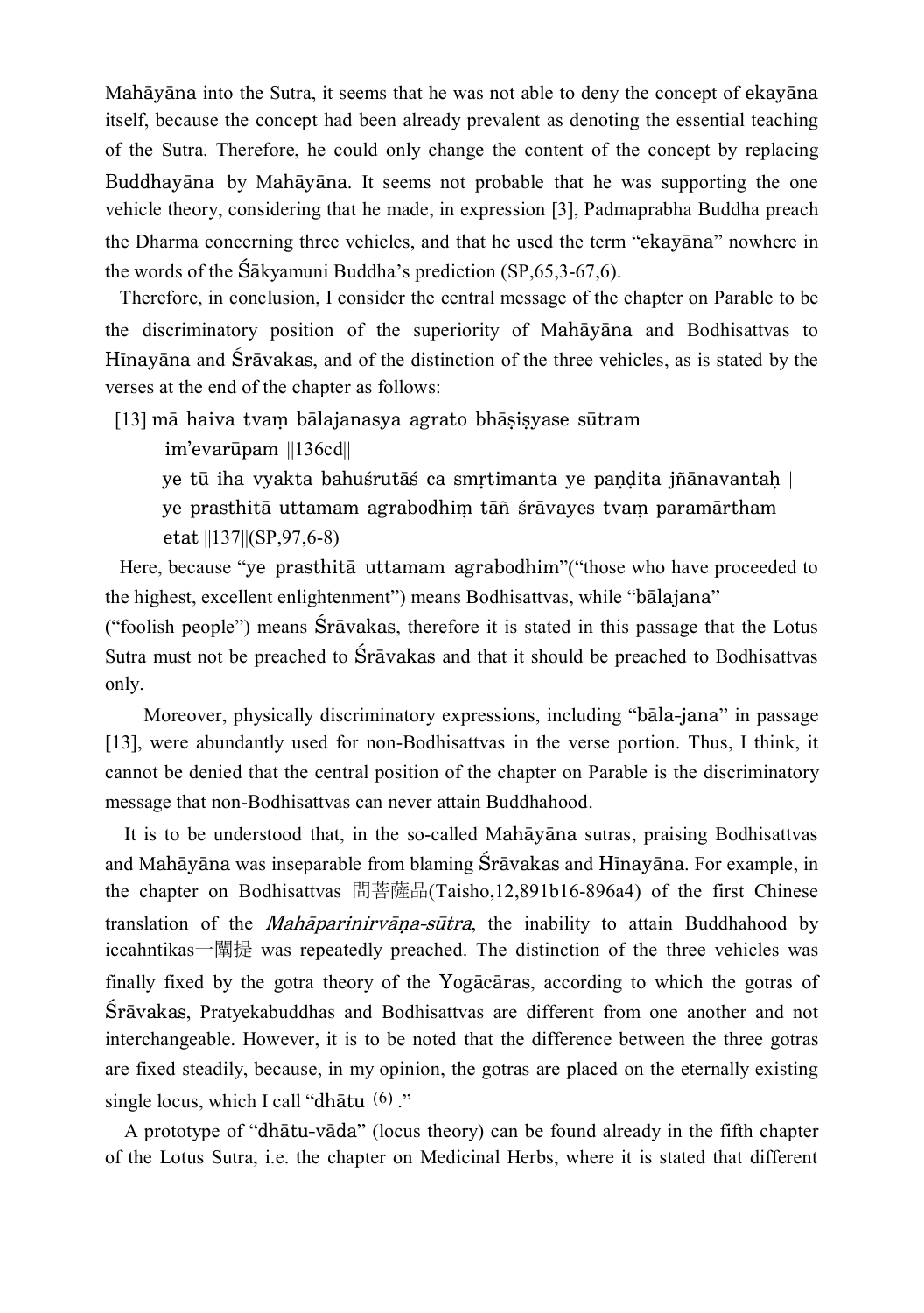Mahāyāna into the Sutra, it seems that he was not able to deny the concept of ekayāna itself, because the concept had been already prevalent as denoting the essential teaching of the Sutra. Therefore, he could only change the content of the concept by replacing Buddhayāna by Mahāyāna. It seems not probable that he was supporting the one vehicle theory, considering that he made, in expression [3], Padmaprabha Buddha preach the Dharma concerning three vehicles, and that he used the term "ekayāna" nowhere in the words of the Śākyamuni Buddha's prediction (SP,65,3-67,6).

Therefore, in conclusion, I consider the central message of the chapter on Parable to be the discriminatory position of the superiority of Mahāyāna and Bodhisattvas to Hīnayāna and Śrāvakas, and of the distinction of the three vehicles, as is stated by the verses at the end of the chapter as follows:

[13] mā haiva tvaṃ bālajanasya agrato bhāṣiṣyase sūtram im'evarūpam ||136cd||
ye tū iha vyakta bahuśrutāś ca smṛtimanta ye paṇḍita jñānavantaḥ |
ye prasthitā uttamam agrabodhiṃ tāñ śrāvayes tvaṃ paramārtham etat ||137||(SP,97,6-8)

Here, because "ye prasthitā uttamam agrabodhim"("those who have proceeded to the highest, excellent enlightenment") means Bodhisattvas, while "bālajana" ("foolish people") means Śrāvakas, therefore it is stated in this passage that the Lotus Sutra must not be preached to Śrāvakas and that it should be preached to Bodhisattvas only.

Moreover, physically discriminatory expressions, including "bāla-jana" in passage [13], were abundantly used for non-Bodhisattvas in the verse portion. Thus, I think, it cannot be denied that the central position of the chapter on Parable is the discriminatory message that non-Bodhisattvas can never attain Buddhahood.

It is to be understood that, in the so-called Mahāyāna sutras, praising Bodhisattvas and Mahāyāna was inseparable from blaming Śrāvakas and Hīnayāna. For example, in the chapter on Bodhisattvas 問菩薩品(Taisho,12,891b16-896a4) of the first Chinese translation of the *Mahāparinirvāṇa-sūtra*, the inability to attain Buddhahood by iccahntikas一闡提 was repeatedly preached. The distinction of the three vehicles was finally fixed by the gotra theory of the Yogācāras, according to which the gotras of Śrāvakas, Pratyekabuddhas and Bodhisattvas are different from one another and not interchangeable. However, it is to be noted that the difference between the three gotras are fixed steadily, because, in my opinion, the gotras are placed on the eternally existing single locus, which I call "dhātu (6)."

A prototype of "dhātu-vāda" (locus theory) can be found already in the fifth chapter of the Lotus Sutra, i.e. the chapter on Medicinal Herbs, where it is stated that different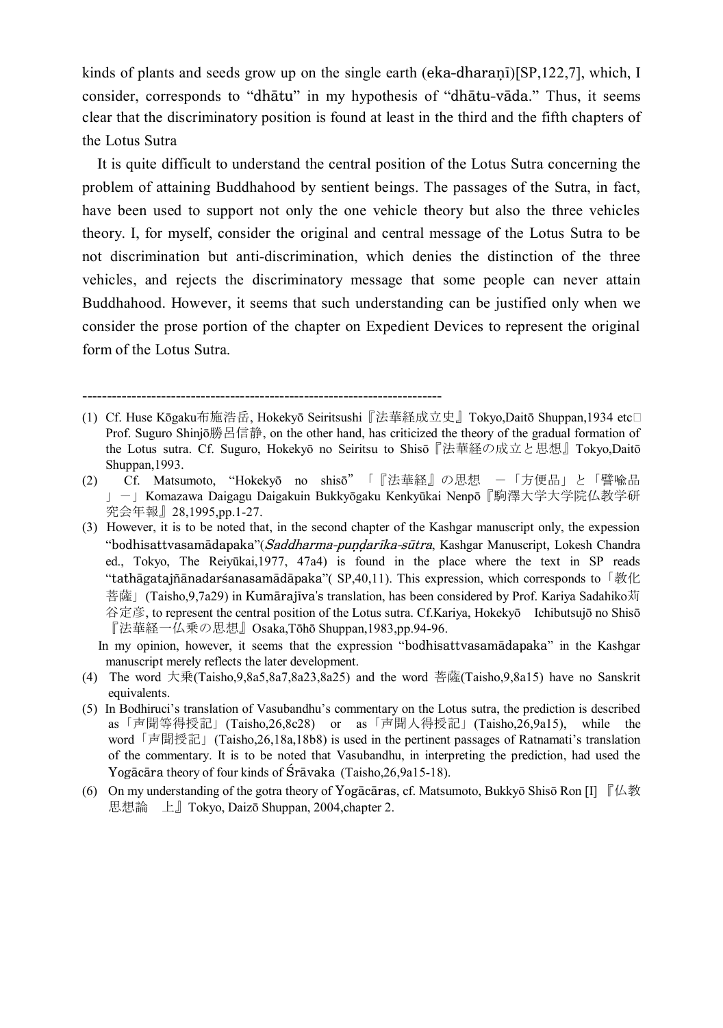kinds of plants and seeds grow up on the single earth (eka-dharaṇī)[SP,122,7], which, I consider, corresponds to "dhātu" in my hypothesis of "dhātu-vāda." Thus, it seems clear that the discriminatory position is found at least in the third and the fifth chapters of the Lotus Sutra

It is quite difficult to understand the central position of the Lotus Sutra concerning the problem of attaining Buddhahood by sentient beings. The passages of the Sutra, in fact, have been used to support not only the one vehicle theory but also the three vehicles theory. I, for myself, consider the original and central message of the Lotus Sutra to be not discrimination but anti-discrimination, which denies the distinction of the three vehicles, and rejects the discriminatory message that some people can never attain Buddhahood. However, it seems that such understanding can be justified only when we consider the prose portion of the chapter on Expedient Devices to represent the original form of the Lotus Sutra.

------------------------------------------------------------------------

(1) Cf. Huse Kōgaku布施浩岳, Hokekyō Seiritsushi『法華経成立史』Tokyo,Daitō Shuppan,1934 etc□ Prof. Suguro Shinjō勝呂信静, on the other hand, has criticized the theory of the gradual formation of the Lotus sutra. Cf. Suguro, Hokekyō no Seiritsu to Shisō『法華経の成立と思想』Tokyo,Daitō Shuppan,1993.

(2) Cf. Matsumoto, "Hokekyō no shisō" 「『法華経』の思想 －「方便品」と「譬喩品」－」 Komazawa Daigagu Daigakuin Bukkyōgaku Kenkyūkai Nenpō『駒澤大学大学院仏教学研究会年報』28,1995,pp.1-27.

(3) However, it is to be noted that, in the second chapter of the Kashgar manuscript only, the expression "bodhisattvasamādapaka"(*Saddharma-puṇḍarīka-sūtra*, Kashgar Manuscript, Lokesh Chandra ed., Tokyo, The Reiyūkai,1977, 47a4) is found in the place where the text in SP reads "tathāgatajñānadarśanasamādāpaka"( SP,40,11). This expression, which corresponds to「教化菩薩」(Taisho,9,7a29) in Kumārajīva's translation, has been considered by Prof. Kariya Sadahiko苅谷定彦, to represent the central position of the Lotus sutra. Cf.Kariya, Hokekyō Ichibutsujō no Shisō『法華経一仏乗の思想』Osaka,Tōhō Shuppan,1983,pp.94-96.
In my opinion, however, it seems that the expression "bodhisattvasamādapaka" in the Kashgar manuscript merely reflects the later development.

(4) The word 大乘(Taisho,9,8a5,8a7,8a23,8a25) and the word 菩薩(Taisho,9,8a15) have no Sanskrit equivalents.

(5) In Bodhiruci's translation of Vasubandhu's commentary on the Lotus sutra, the prediction is described as「声聞等得授記」(Taisho,26,8c28) or as「声聞人得授記」(Taisho,26,9a15), while the word「声聞授記」(Taisho,26,18a,18b8) is used in the pertinent passages of Ratnamati's translation of the commentary. It is to be noted that Vasubandhu, in interpreting the prediction, had used the Yogācāra theory of four kinds of Śrāvaka (Taisho,26,9a15-18).

(6) On my understanding of the gotra theory of Yogācāras, cf. Matsumoto, Bukkyō Shisō Ron [I] 『仏教思想論 上』Tokyo, Daizō Shuppan, 2004,chapter 2.